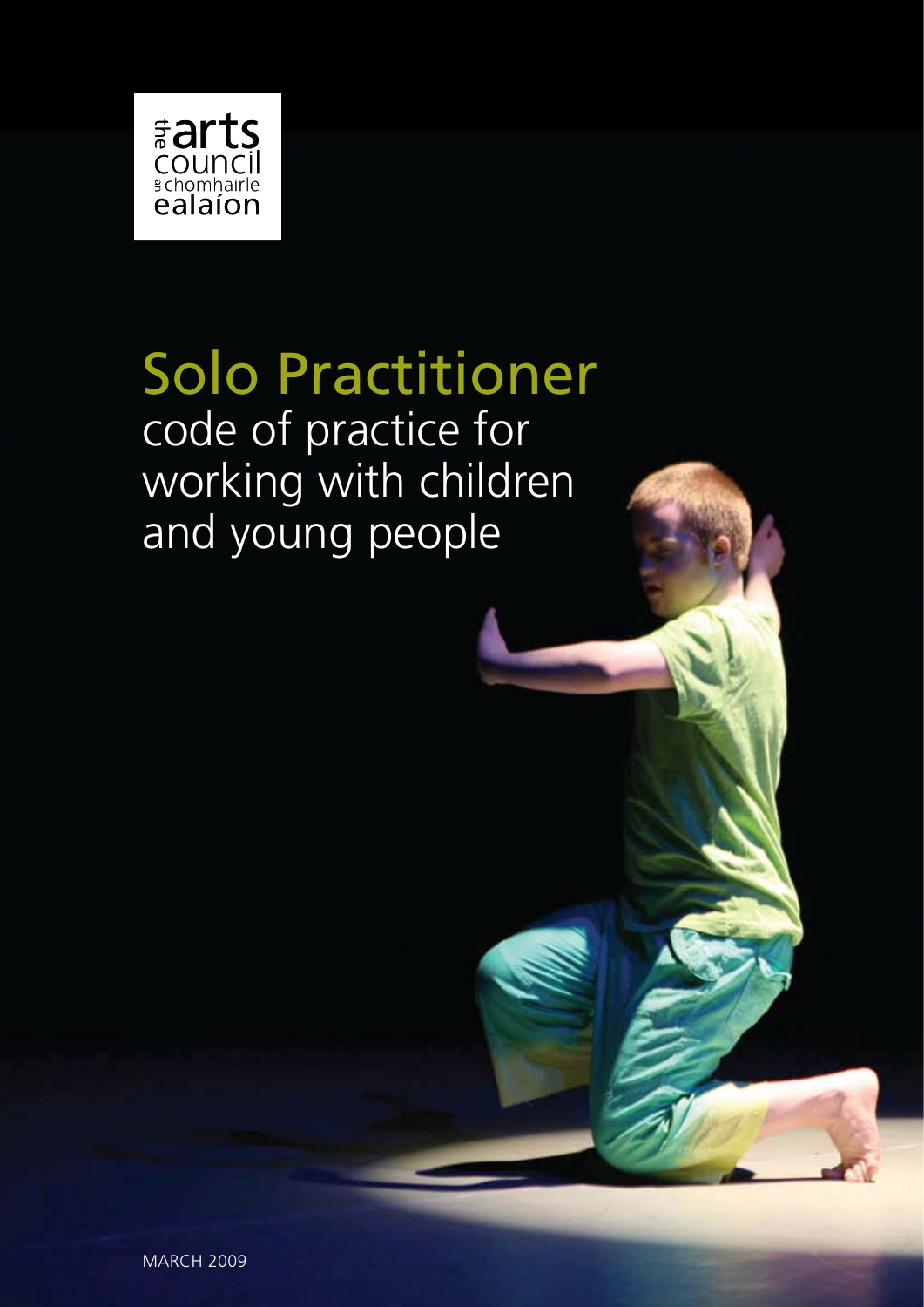the arts council
an chomhairle ealaíon

# Solo Practitioner

## code of practice for working with children and young people

MARCH 2009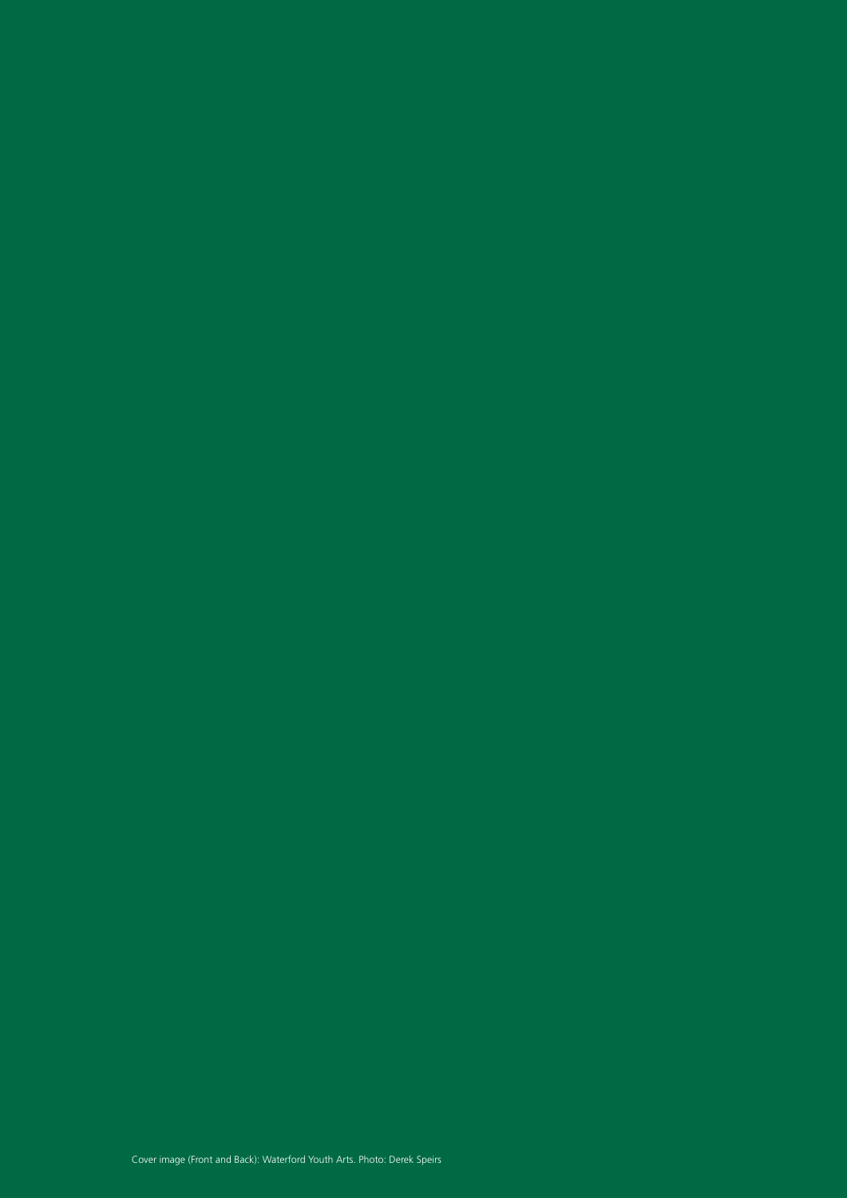Cover image (Front and Back): Waterford Youth Arts. Photo: Derek Speirs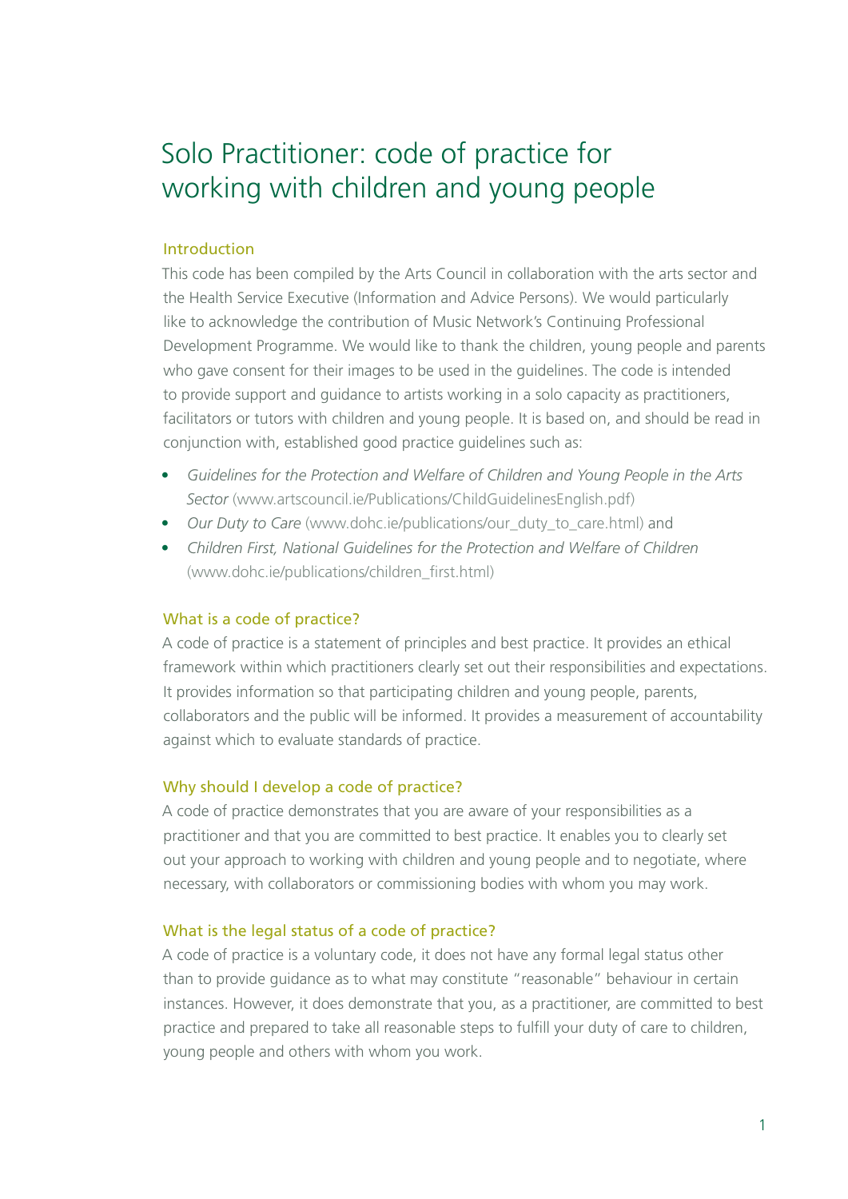# Solo Practitioner: code of practice for working with children and young people

## Introduction

This code has been compiled by the Arts Council in collaboration with the arts sector and the Health Service Executive (Information and Advice Persons). We would particularly like to acknowledge the contribution of Music Network's Continuing Professional Development Programme. We would like to thank the children, young people and parents who gave consent for their images to be used in the guidelines. The code is intended to provide support and guidance to artists working in a solo capacity as practitioners, facilitators or tutors with children and young people. It is based on, and should be read in conjunction with, established good practice guidelines such as:

- *Guidelines for the Protection and Welfare of Children and Young People in the Arts Sector* (www.artscouncil.ie/Publications/ChildGuidelinesEnglish.pdf)
- *Our Duty to Care* (www.dohc.ie/publications/our_duty_to_care.html) and
- *Children First, National Guidelines for the Protection and Welfare of Children* (www.dohc.ie/publications/children_first.html)

## What is a code of practice?

A code of practice is a statement of principles and best practice. It provides an ethical framework within which practitioners clearly set out their responsibilities and expectations. It provides information so that participating children and young people, parents, collaborators and the public will be informed. It provides a measurement of accountability against which to evaluate standards of practice.

## Why should I develop a code of practice?

A code of practice demonstrates that you are aware of your responsibilities as a practitioner and that you are committed to best practice. It enables you to clearly set out your approach to working with children and young people and to negotiate, where necessary, with collaborators or commissioning bodies with whom you may work.

## What is the legal status of a code of practice?

A code of practice is a voluntary code, it does not have any formal legal status other than to provide guidance as to what may constitute "reasonable" behaviour in certain instances. However, it does demonstrate that you, as a practitioner, are committed to best practice and prepared to take all reasonable steps to fulfill your duty of care to children, young people and others with whom you work.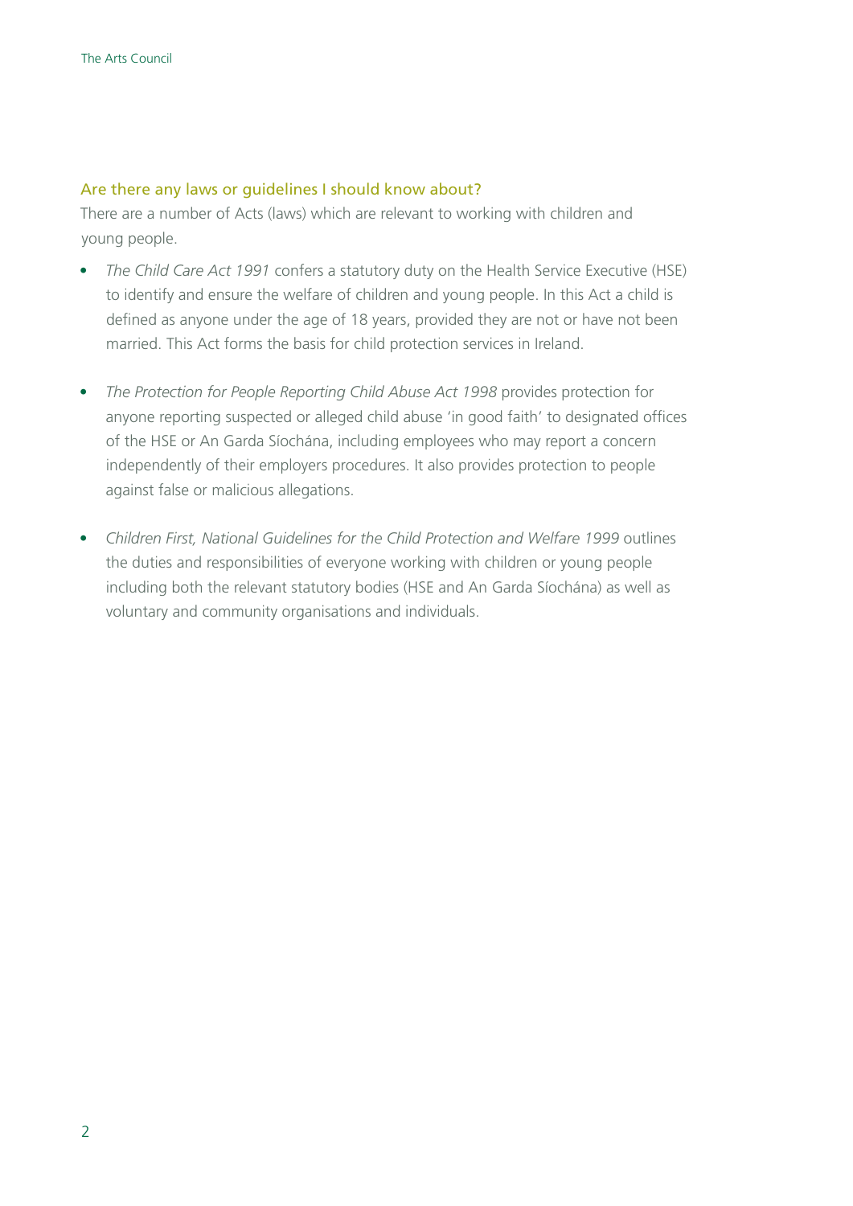## Are there any laws or guidelines I should know about?

There are a number of Acts (laws) which are relevant to working with children and young people.

- *The Child Care Act 1991* confers a statutory duty on the Health Service Executive (HSE) to identify and ensure the welfare of children and young people. In this Act a child is defined as anyone under the age of 18 years, provided they are not or have not been married. This Act forms the basis for child protection services in Ireland.

- *The Protection for People Reporting Child Abuse Act 1998* provides protection for anyone reporting suspected or alleged child abuse 'in good faith' to designated offices of the HSE or An Garda Síochána, including employees who may report a concern independently of their employers procedures. It also provides protection to people against false or malicious allegations.

- *Children First, National Guidelines for the Child Protection and Welfare 1999* outlines the duties and responsibilities of everyone working with children or young people including both the relevant statutory bodies (HSE and An Garda Síochána) as well as voluntary and community organisations and individuals.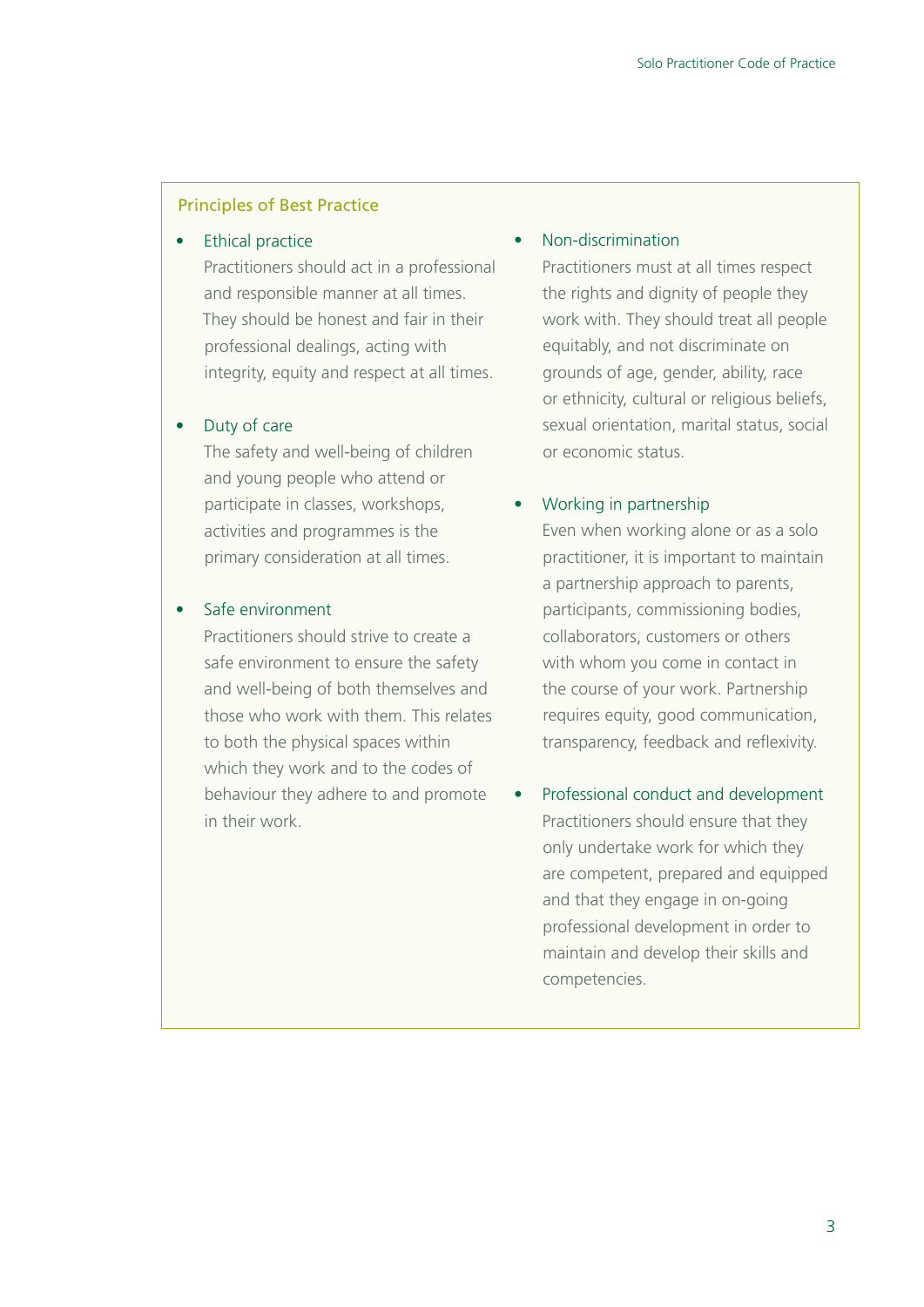## Principles of Best Practice

- **Ethical practice**
  Practitioners should act in a professional and responsible manner at all times. They should be honest and fair in their professional dealings, acting with integrity, equity and respect at all times.

- **Duty of care**
  The safety and well-being of children and young people who attend or participate in classes, workshops, activities and programmes is the primary consideration at all times.

- **Safe environment**
  Practitioners should strive to create a safe environment to ensure the safety and well-being of both themselves and those who work with them. This relates to both the physical spaces within which they work and to the codes of behaviour they adhere to and promote in their work.

- **Non-discrimination**
  Practitioners must at all times respect the rights and dignity of people they work with. They should treat all people equitably, and not discriminate on grounds of age, gender, ability, race or ethnicity, cultural or religious beliefs, sexual orientation, marital status, social or economic status.

- **Working in partnership**
  Even when working alone or as a solo practitioner, it is important to maintain a partnership approach to parents, participants, commissioning bodies, collaborators, customers or others with whom you come in contact in the course of your work. Partnership requires equity, good communication, transparency, feedback and reflexivity.

- **Professional conduct and development**
  Practitioners should ensure that they only undertake work for which they are competent, prepared and equipped and that they engage in on-going professional development in order to maintain and develop their skills and competencies.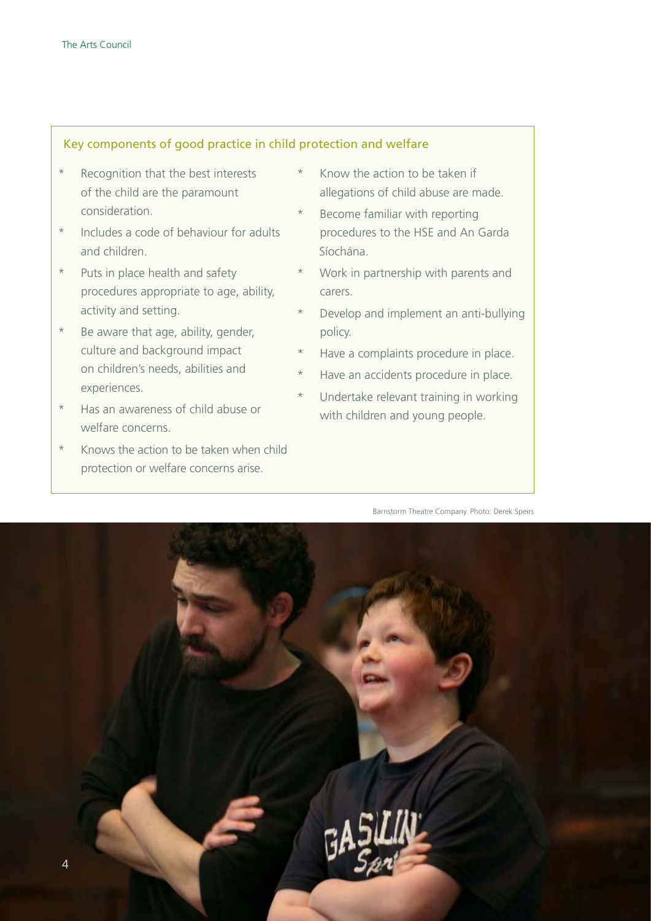## Key components of good practice in child protection and welfare

- Recognition that the best interests of the child are the paramount consideration.
- Includes a code of behaviour for adults and children.
- Puts in place health and safety procedures appropriate to age, ability, activity and setting.
- Be aware that age, ability, gender, culture and background impact on children's needs, abilities and experiences.
- Has an awareness of child abuse or welfare concerns.
- Knows the action to be taken when child protection or welfare concerns arise.
- Know the action to be taken if allegations of child abuse are made.
- Become familiar with reporting procedures to the HSE and An Garda Síochána.
- Work in partnership with parents and carers.
- Develop and implement an anti-bullying policy.
- Have a complaints procedure in place.
- Have an accidents procedure in place.
- Undertake relevant training in working with children and young people.

Barnstorm Theatre Company. Photo: Derek Speirs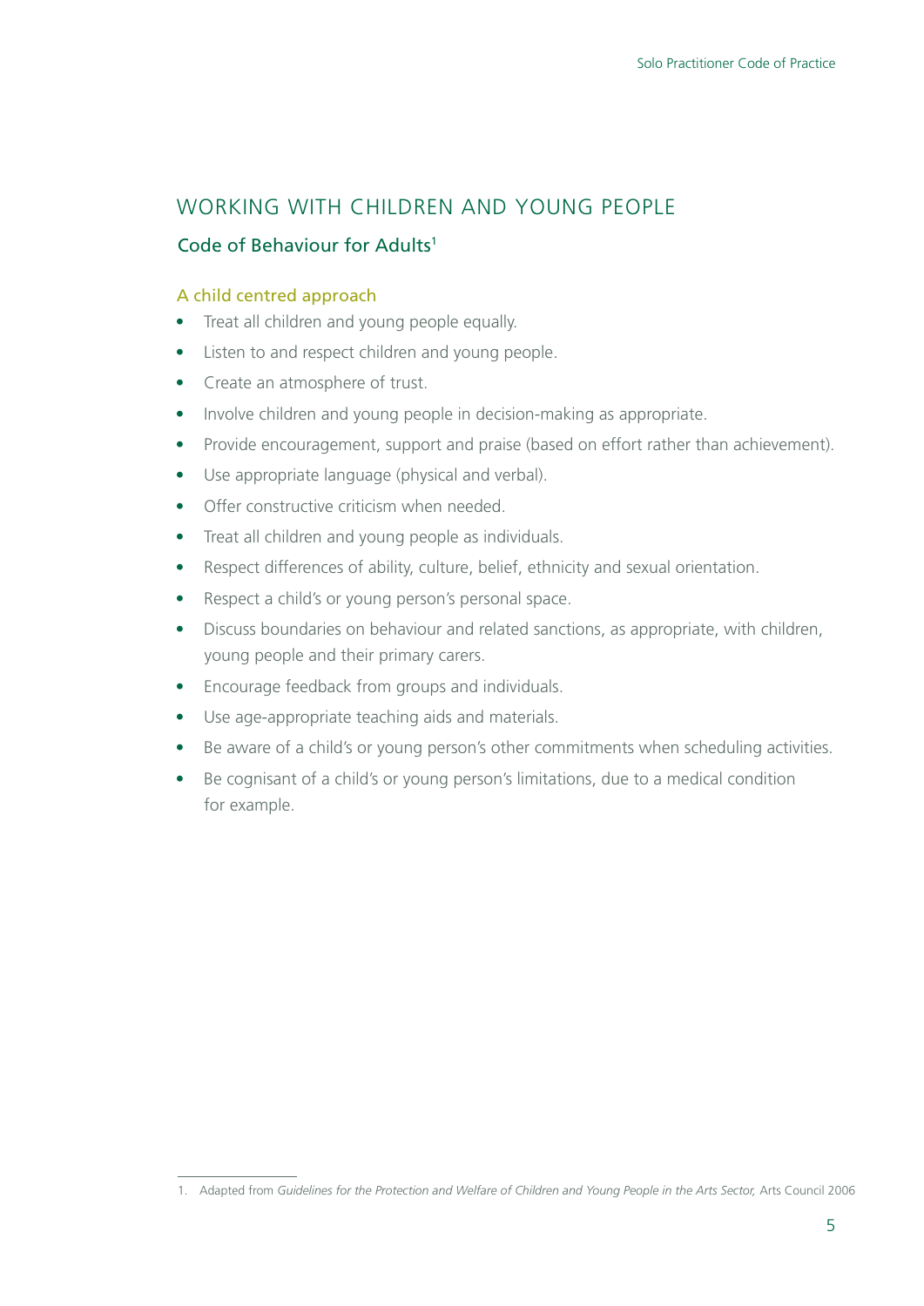## WORKING WITH CHILDREN AND YOUNG PEOPLE

### Code of Behaviour for Adults[1]

#### A child centred approach

- Treat all children and young people equally.
- Listen to and respect children and young people.
- Create an atmosphere of trust.
- Involve children and young people in decision-making as appropriate.
- Provide encouragement, support and praise (based on effort rather than achievement).
- Use appropriate language (physical and verbal).
- Offer constructive criticism when needed.
- Treat all children and young people as individuals.
- Respect differences of ability, culture, belief, ethnicity and sexual orientation.
- Respect a child's or young person's personal space.
- Discuss boundaries on behaviour and related sanctions, as appropriate, with children, young people and their primary carers.
- Encourage feedback from groups and individuals.
- Use age-appropriate teaching aids and materials.
- Be aware of a child's or young person's other commitments when scheduling activities.
- Be cognisant of a child's or young person's limitations, due to a medical condition for example.

---

1. Adapted from *Guidelines for the Protection and Welfare of Children and Young People in the Arts Sector,* Arts Council 2006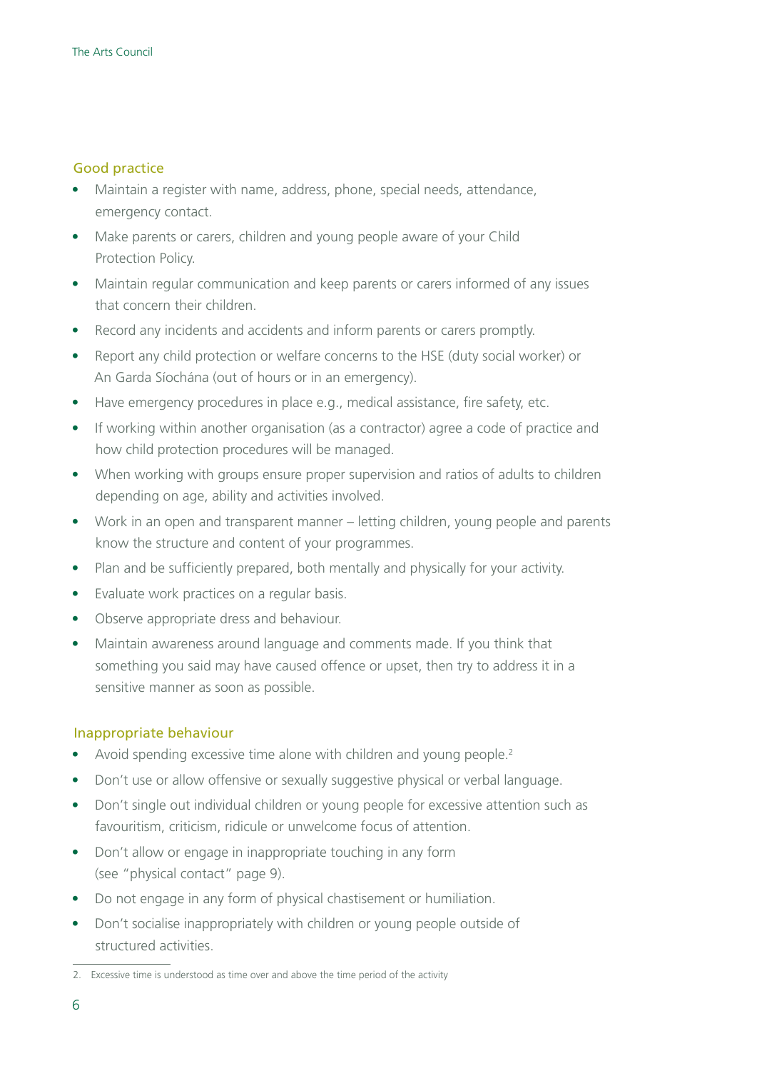## Good practice

- Maintain a register with name, address, phone, special needs, attendance, emergency contact.
- Make parents or carers, children and young people aware of your Child Protection Policy.
- Maintain regular communication and keep parents or carers informed of any issues that concern their children.
- Record any incidents and accidents and inform parents or carers promptly.
- Report any child protection or welfare concerns to the HSE (duty social worker) or An Garda Síochána (out of hours or in an emergency).
- Have emergency procedures in place e.g., medical assistance, fire safety, etc.
- If working within another organisation (as a contractor) agree a code of practice and how child protection procedures will be managed.
- When working with groups ensure proper supervision and ratios of adults to children depending on age, ability and activities involved.
- Work in an open and transparent manner – letting children, young people and parents know the structure and content of your programmes.
- Plan and be sufficiently prepared, both mentally and physically for your activity.
- Evaluate work practices on a regular basis.
- Observe appropriate dress and behaviour.
- Maintain awareness around language and comments made. If you think that something you said may have caused offence or upset, then try to address it in a sensitive manner as soon as possible.

## Inappropriate behaviour

- Avoid spending excessive time alone with children and young people.[2]
- Don't use or allow offensive or sexually suggestive physical or verbal language.
- Don't single out individual children or young people for excessive attention such as favouritism, criticism, ridicule or unwelcome focus of attention.
- Don't allow or engage in inappropriate touching in any form (see "physical contact" page 9).
- Do not engage in any form of physical chastisement or humiliation.
- Don't socialise inappropriately with children or young people outside of structured activities.

---

2. Excessive time is understood as time over and above the time period of the activity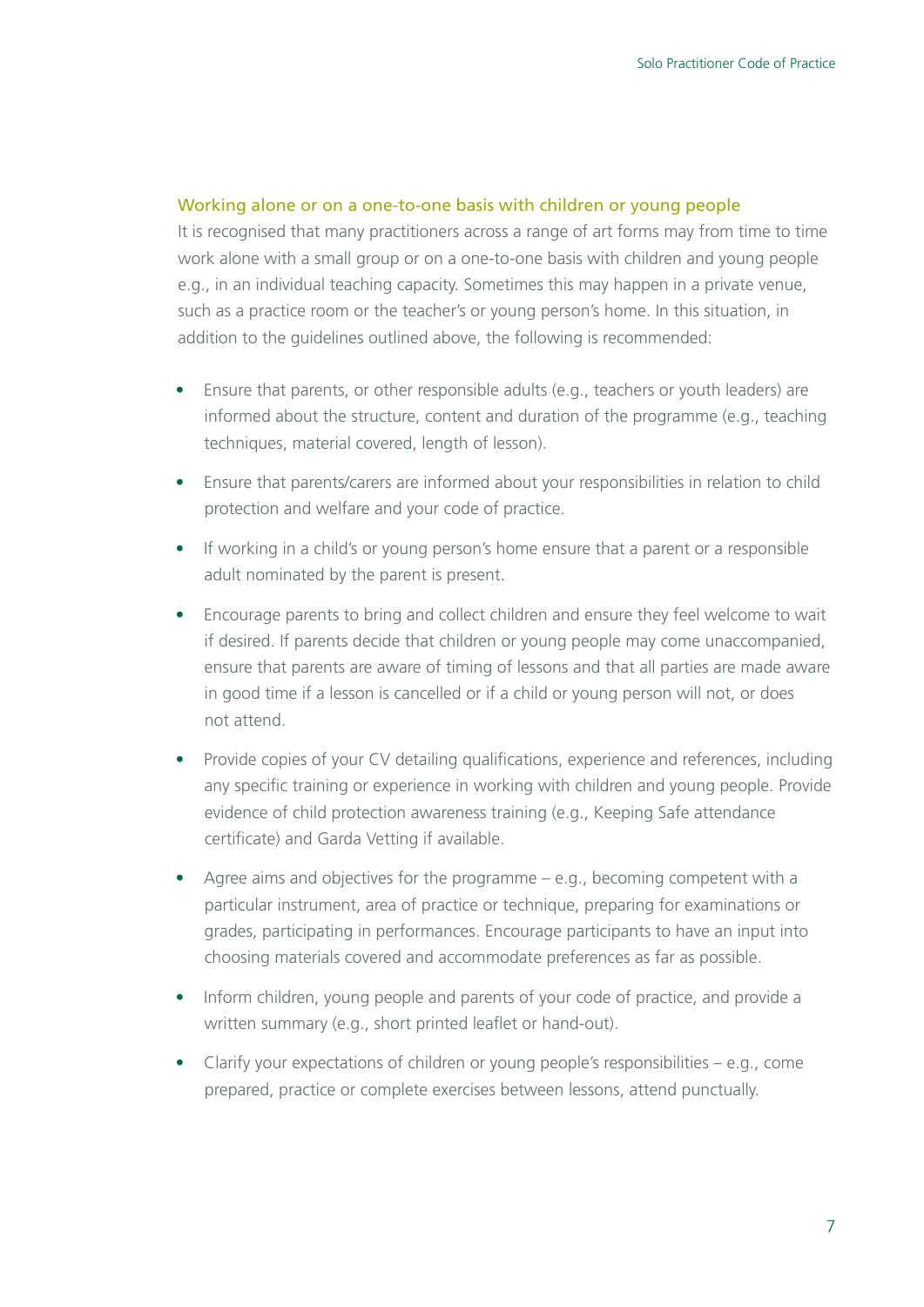## Working alone or on a one-to-one basis with children or young people

It is recognised that many practitioners across a range of art forms may from time to time work alone with a small group or on a one-to-one basis with children and young people e.g., in an individual teaching capacity. Sometimes this may happen in a private venue, such as a practice room or the teacher's or young person's home. In this situation, in addition to the guidelines outlined above, the following is recommended:

- Ensure that parents, or other responsible adults (e.g., teachers or youth leaders) are informed about the structure, content and duration of the programme (e.g., teaching techniques, material covered, length of lesson).
- Ensure that parents/carers are informed about your responsibilities in relation to child protection and welfare and your code of practice.
- If working in a child's or young person's home ensure that a parent or a responsible adult nominated by the parent is present.
- Encourage parents to bring and collect children and ensure they feel welcome to wait if desired. If parents decide that children or young people may come unaccompanied, ensure that parents are aware of timing of lessons and that all parties are made aware in good time if a lesson is cancelled or if a child or young person will not, or does not attend.
- Provide copies of your CV detailing qualifications, experience and references, including any specific training or experience in working with children and young people. Provide evidence of child protection awareness training (e.g., Keeping Safe attendance certificate) and Garda Vetting if available.
- Agree aims and objectives for the programme – e.g., becoming competent with a particular instrument, area of practice or technique, preparing for examinations or grades, participating in performances. Encourage participants to have an input into choosing materials covered and accommodate preferences as far as possible.
- Inform children, young people and parents of your code of practice, and provide a written summary (e.g., short printed leaflet or hand-out).
- Clarify your expectations of children or young people's responsibilities – e.g., come prepared, practice or complete exercises between lessons, attend punctually.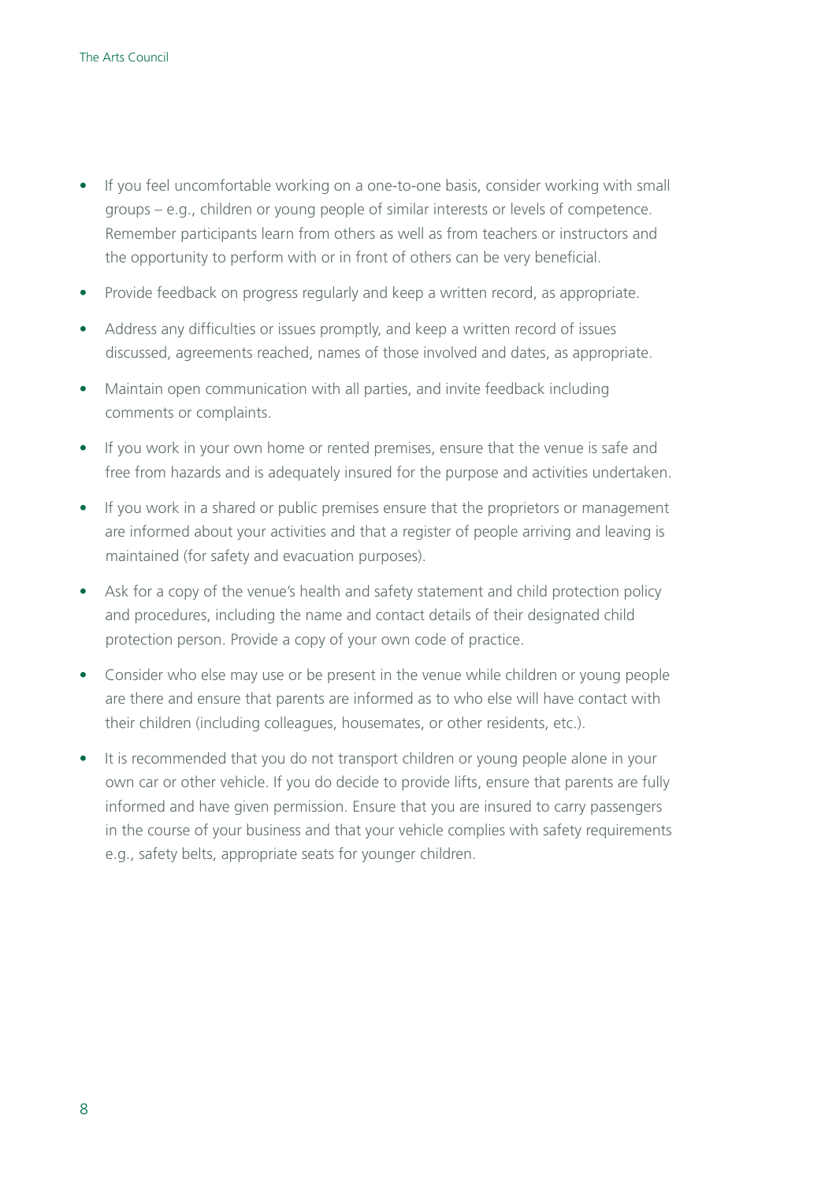- If you feel uncomfortable working on a one-to-one basis, consider working with small groups – e.g., children or young people of similar interests or levels of competence. Remember participants learn from others as well as from teachers or instructors and the opportunity to perform with or in front of others can be very beneficial.
- Provide feedback on progress regularly and keep a written record, as appropriate.
- Address any difficulties or issues promptly, and keep a written record of issues discussed, agreements reached, names of those involved and dates, as appropriate.
- Maintain open communication with all parties, and invite feedback including comments or complaints.
- If you work in your own home or rented premises, ensure that the venue is safe and free from hazards and is adequately insured for the purpose and activities undertaken.
- If you work in a shared or public premises ensure that the proprietors or management are informed about your activities and that a register of people arriving and leaving is maintained (for safety and evacuation purposes).
- Ask for a copy of the venue's health and safety statement and child protection policy and procedures, including the name and contact details of their designated child protection person. Provide a copy of your own code of practice.
- Consider who else may use or be present in the venue while children or young people are there and ensure that parents are informed as to who else will have contact with their children (including colleagues, housemates, or other residents, etc.).
- It is recommended that you do not transport children or young people alone in your own car or other vehicle. If you do decide to provide lifts, ensure that parents are fully informed and have given permission. Ensure that you are insured to carry passengers in the course of your business and that your vehicle complies with safety requirements e.g., safety belts, appropriate seats for younger children.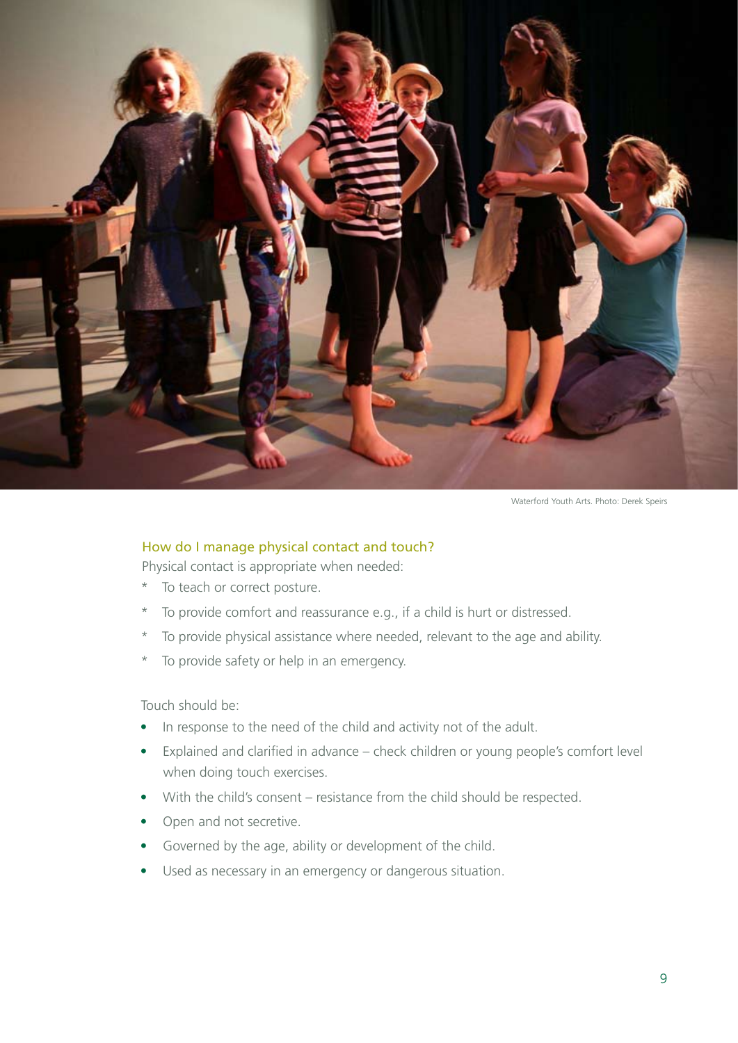Waterford Youth Arts. Photo: Derek Speirs

### How do I manage physical contact and touch?

Physical contact is appropriate when needed:

* To teach or correct posture.
* To provide comfort and reassurance e.g., if a child is hurt or distressed.
* To provide physical assistance where needed, relevant to the age and ability.
* To provide safety or help in an emergency.

Touch should be:

- In response to the need of the child and activity not of the adult.
- Explained and clarified in advance – check children or young people's comfort level when doing touch exercises.
- With the child's consent – resistance from the child should be respected.
- Open and not secretive.
- Governed by the age, ability or development of the child.
- Used as necessary in an emergency or dangerous situation.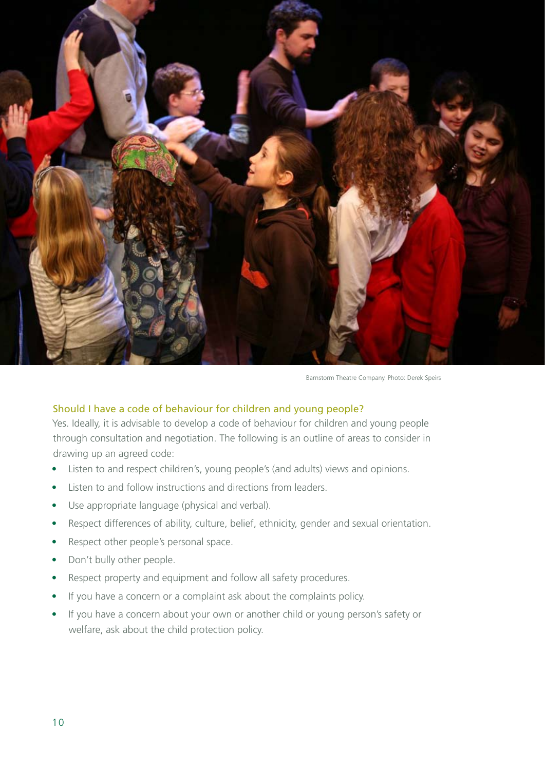Barnstorm Theatre Company. Photo: Derek Speirs

### Should I have a code of behaviour for children and young people?

Yes. Ideally, it is advisable to develop a code of behaviour for children and young people through consultation and negotiation. The following is an outline of areas to consider in drawing up an agreed code:

- Listen to and respect children's, young people's (and adults) views and opinions.
- Listen to and follow instructions and directions from leaders.
- Use appropriate language (physical and verbal).
- Respect differences of ability, culture, belief, ethnicity, gender and sexual orientation.
- Respect other people's personal space.
- Don't bully other people.
- Respect property and equipment and follow all safety procedures.
- If you have a concern or a complaint ask about the complaints policy.
- If you have a concern about your own or another child or young person's safety or welfare, ask about the child protection policy.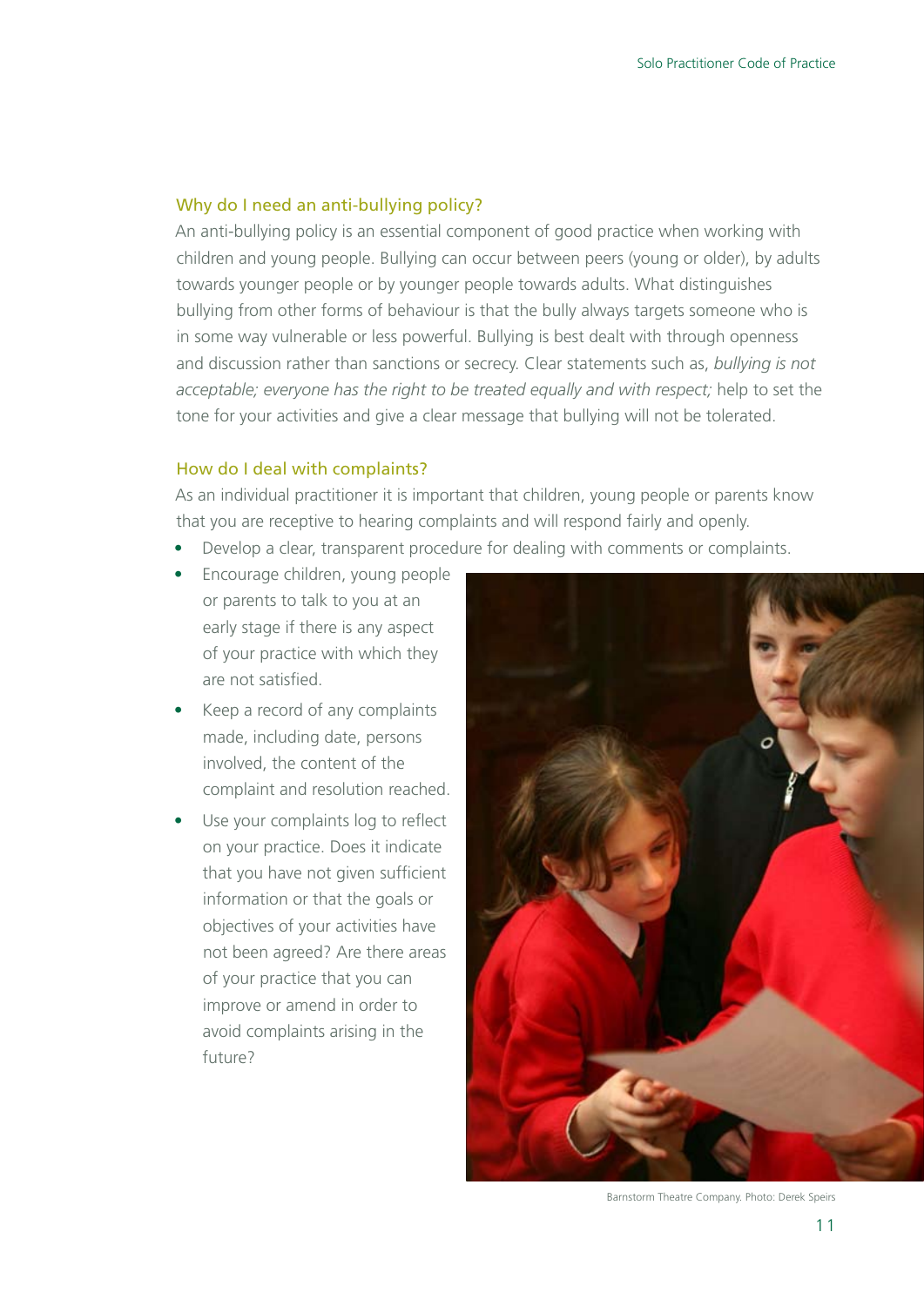## Why do I need an anti-bullying policy?

An anti-bullying policy is an essential component of good practice when working with children and young people. Bullying can occur between peers (young or older), by adults towards younger people or by younger people towards adults. What distinguishes bullying from other forms of behaviour is that the bully always targets someone who is in some way vulnerable or less powerful. Bullying is best dealt with through openness and discussion rather than sanctions or secrecy. Clear statements such as, *bullying is not acceptable; everyone has the right to be treated equally and with respect;* help to set the tone for your activities and give a clear message that bullying will not be tolerated.

## How do I deal with complaints?

As an individual practitioner it is important that children, young people or parents know that you are receptive to hearing complaints and will respond fairly and openly.

- Develop a clear, transparent procedure for dealing with comments or complaints.
- Encourage children, young people or parents to talk to you at an early stage if there is any aspect of your practice with which they are not satisfied.
- Keep a record of any complaints made, including date, persons involved, the content of the complaint and resolution reached.
- Use your complaints log to reflect on your practice. Does it indicate that you have not given sufficient information or that the goals or objectives of your activities have not been agreed? Are there areas of your practice that you can improve or amend in order to avoid complaints arising in the future?

Barnstorm Theatre Company. Photo: Derek Speirs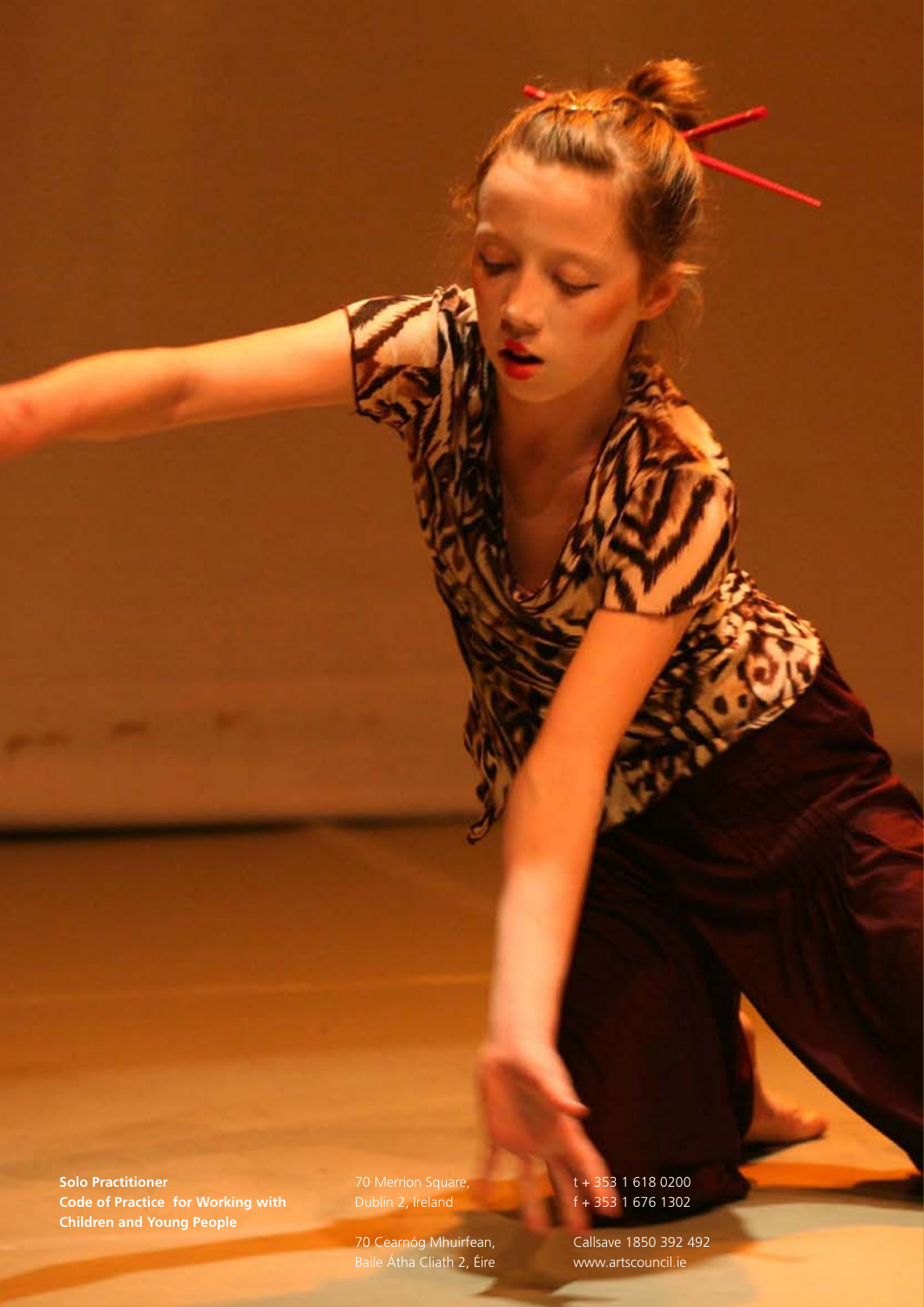**Solo Practitioner**
**Code of Practice for Working with Children and Young People**

70 Merrion Square,
Dublin 2, Ireland

70 Cearnóg Mhuirfean,
Baile Átha Cliath 2, Éire

t + 353 1 618 0200
f + 353 1 676 1302

Callsave 1850 392 492
www.artscouncil.ie